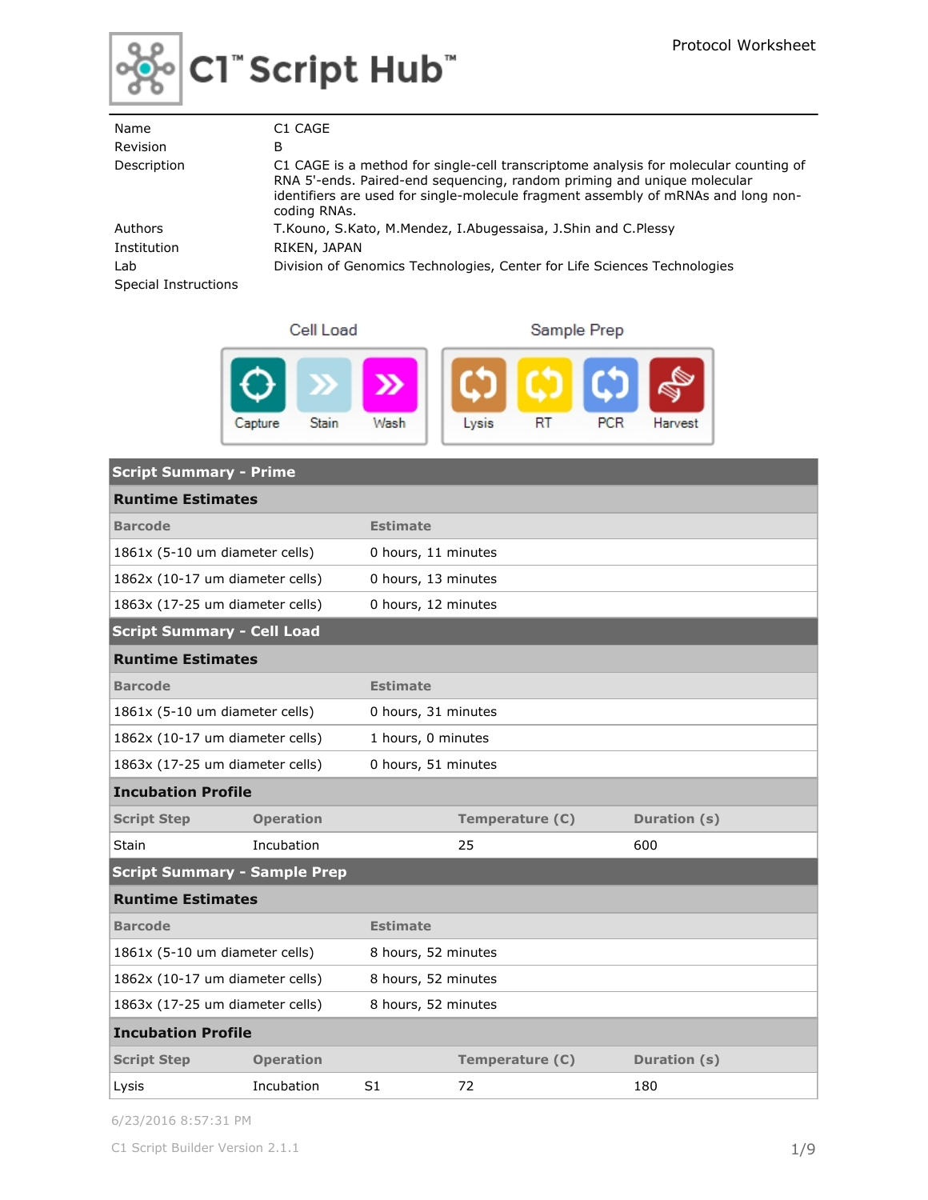# C1™ Script Hub™

Protocol Worksheet

| | |
|---|---|
| Name | C1 CAGE |
| Revision | B |
| Description | C1 CAGE is a method for single-cell transcriptome analysis for molecular counting of RNA 5'-ends. Paired-end sequencing, random priming and unique molecular identifiers are used for single-molecule fragment assembly of mRNAs and long non-coding RNAs. |
| Authors | T.Kouno, S.Kato, M.Mendez, I.Abugessaisa, J.Shin and C.Plessy |
| Institution | RIKEN, JAPAN |
| Lab | Division of Genomics Technologies, Center for Life Sciences Technologies |
| Special Instructions | |

Cell Load: Capture, Stain, Wash

Sample Prep: Lysis, RT, PCR, Harvest

## Script Summary - Prime

### Runtime Estimates

| Barcode | Estimate |
|---|---|
| 1861x (5-10 um diameter cells) | 0 hours, 11 minutes |
| 1862x (10-17 um diameter cells) | 0 hours, 13 minutes |
| 1863x (17-25 um diameter cells) | 0 hours, 12 minutes |

## Script Summary - Cell Load

### Runtime Estimates

| Barcode | Estimate |
|---|---|
| 1861x (5-10 um diameter cells) | 0 hours, 31 minutes |
| 1862x (10-17 um diameter cells) | 1 hours, 0 minutes |
| 1863x (17-25 um diameter cells) | 0 hours, 51 minutes |

### Incubation Profile

| Script Step | Operation | | Temperature (C) | Duration (s) |
|---|---|---|---|---|
| Stain | Incubation | | 25 | 600 |

## Script Summary - Sample Prep

### Runtime Estimates

| Barcode | Estimate |
|---|---|
| 1861x (5-10 um diameter cells) | 8 hours, 52 minutes |
| 1862x (10-17 um diameter cells) | 8 hours, 52 minutes |
| 1863x (17-25 um diameter cells) | 8 hours, 52 minutes |

### Incubation Profile

| Script Step | Operation | | Temperature (C) | Duration (s) |
|---|---|---|---|---|
| Lysis | Incubation | S1 | 72 | 180 |

6/23/2016 8:57:31 PM

C1 Script Builder Version 2.1.1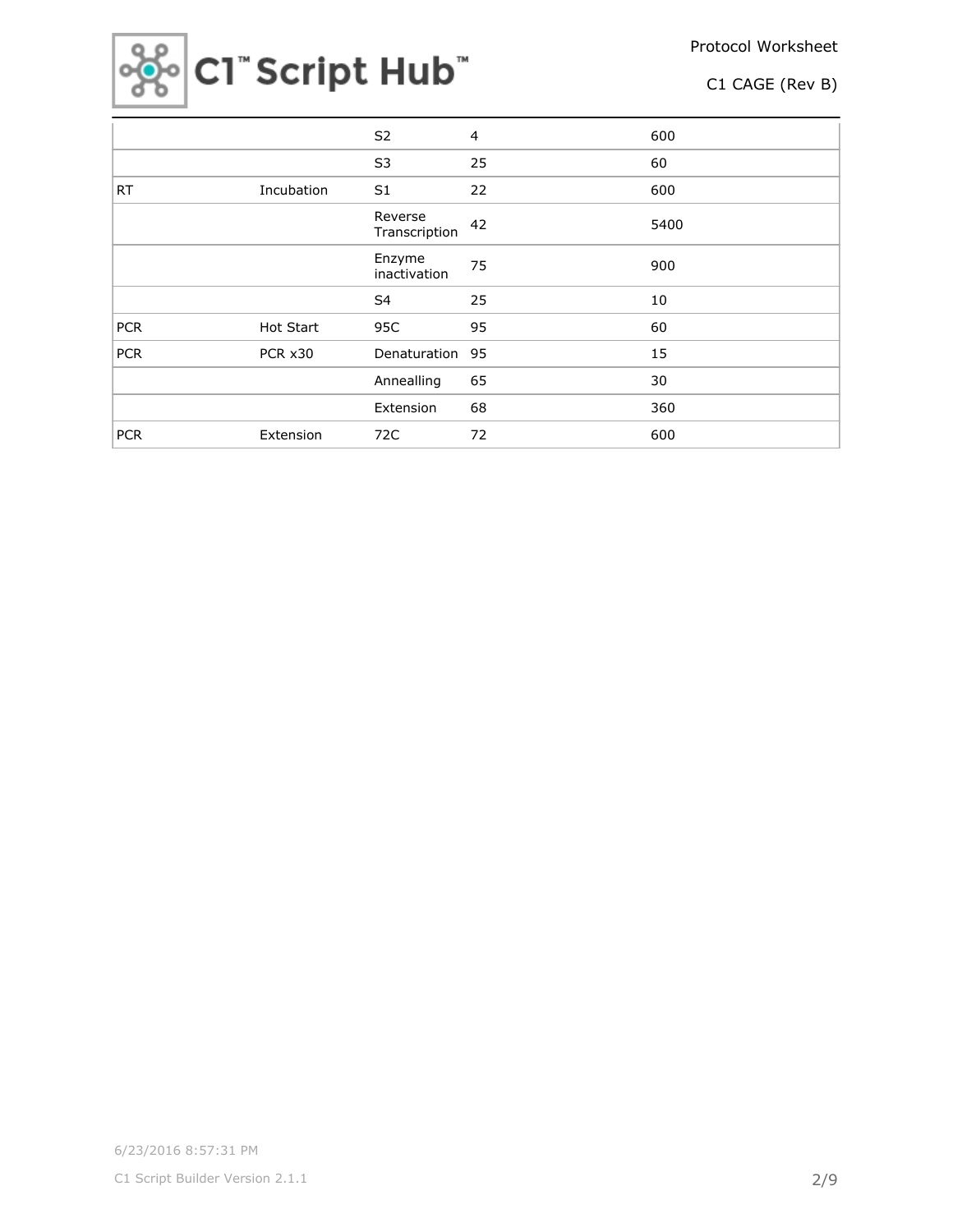| | | | | |
|---|---|---|---|---|
| | | S2 | 4 | 600 |
| | | S3 | 25 | 60 |
| RT | Incubation | S1 | 22 | 600 |
| | | Reverse Transcription | 42 | 5400 |
| | | Enzyme inactivation | 75 | 900 |
| | | S4 | 25 | 10 |
| PCR | Hot Start | 95C | 95 | 60 |
| PCR | PCR x30 | Denaturation | 95 | 15 |
| | | Annealling | 65 | 30 |
| | | Extension | 68 | 360 |
| PCR | Extension | 72C | 72 | 600 |

6/23/2016 8:57:31 PM

C1 Script Builder Version 2.1.1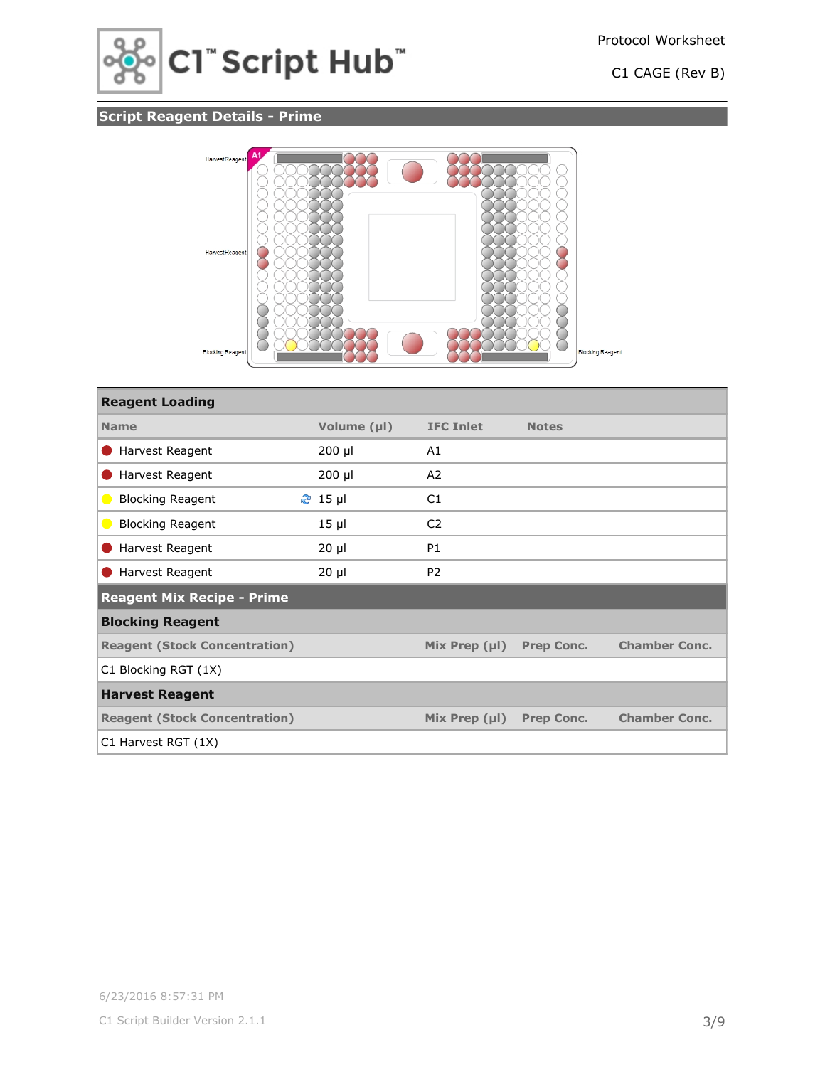## Script Reagent Details - Prime

Harvest Reagent

Harvest Reagent

Blocking Reagent

Blocking Reagent

### Reagent Loading

| Name | Volume (µl) | IFC Inlet | Notes |
|---|---|---|---|
| Harvest Reagent | 200 µl | A1 | |
| Harvest Reagent | 200 µl | A2 | |
| Blocking Reagent | 15 µl | C1 | |
| Blocking Reagent | 15 µl | C2 | |
| Harvest Reagent | 20 µl | P1 | |
| Harvest Reagent | 20 µl | P2 | |

### Reagent Mix Recipe - Prime

**Blocking Reagent**

| Reagent (Stock Concentration) | Mix Prep (µl) | Prep Conc. | Chamber Conc. |
|---|---|---|---|
| C1 Blocking RGT (1X) | | | |

**Harvest Reagent**

| Reagent (Stock Concentration) | Mix Prep (µl) | Prep Conc. | Chamber Conc. |
|---|---|---|---|
| C1 Harvest RGT (1X) | | | |

6/23/2016 8:57:31 PM

C1 Script Builder Version 2.1.1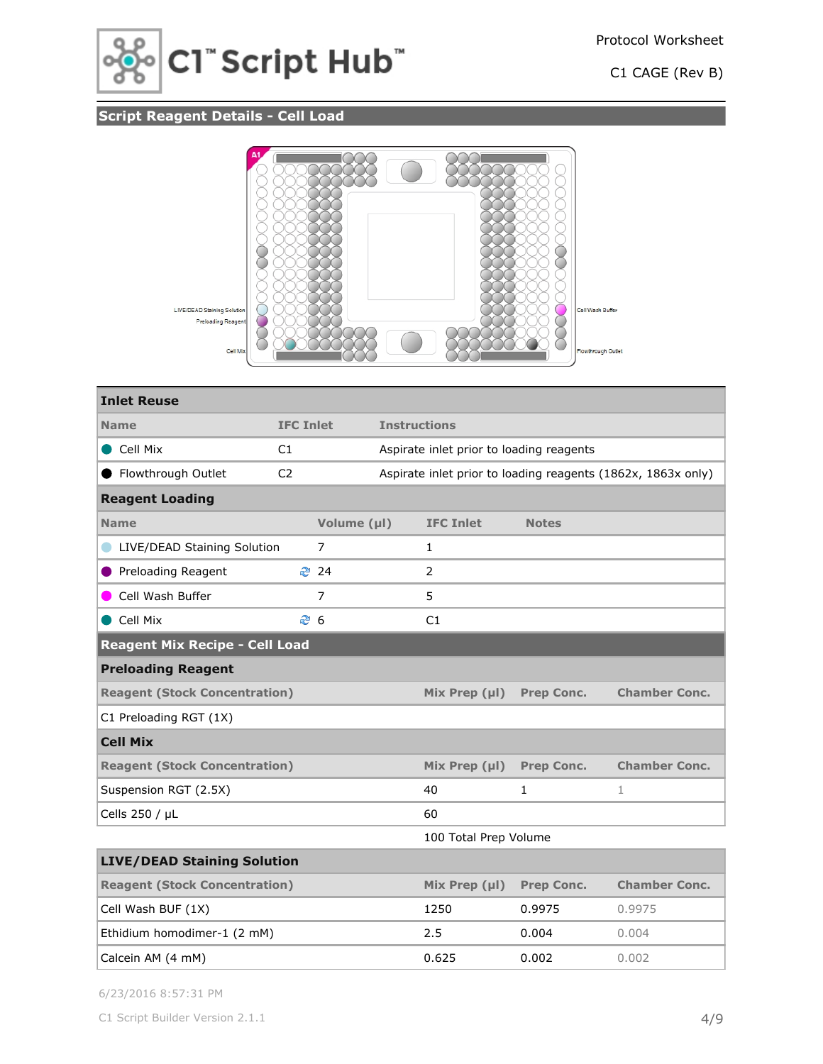C1™ Script Hub™

Protocol Worksheet

C1 CAGE (Rev B)

## Script Reagent Details - Cell Load

LIVE/DEAD Staining Solution

Preloading Reagent

Cell Mix

Cell Wash Buffer

Flowthrough Outlet

### Inlet Reuse

| Name | IFC Inlet | Instructions |
|---|---|---|
| Cell Mix | C1 | Aspirate inlet prior to loading reagents |
| Flowthrough Outlet | C2 | Aspirate inlet prior to loading reagents (1862x, 1863x only) |

### Reagent Loading

| Name | Volume (µl) | IFC Inlet | Notes |
|---|---|---|---|
| LIVE/DEAD Staining Solution | 7 | 1 | |
| Preloading Reagent | 24 | 2 | |
| Cell Wash Buffer | 7 | 5 | |
| Cell Mix | 6 | C1 | |

## Reagent Mix Recipe - Cell Load

### Preloading Reagent

| Reagent (Stock Concentration) | Mix Prep (µl) | Prep Conc. | Chamber Conc. |
|---|---|---|---|
| C1 Preloading RGT (1X) | | | |

### Cell Mix

| Reagent (Stock Concentration) | Mix Prep (µl) | Prep Conc. | Chamber Conc. |
|---|---|---|---|
| Suspension RGT (2.5X) | 40 | 1 | 1 |
| Cells 250 / µL | 60 | | |
| | 100 Total Prep Volume | | |

### LIVE/DEAD Staining Solution

| Reagent (Stock Concentration) | Mix Prep (µl) | Prep Conc. | Chamber Conc. |
|---|---|---|---|
| Cell Wash BUF (1X) | 1250 | 0.9975 | 0.9975 |
| Ethidium homodimer-1 (2 mM) | 2.5 | 0.004 | 0.004 |
| Calcein AM (4 mM) | 0.625 | 0.002 | 0.002 |

6/23/2016 8:57:31 PM

C1 Script Builder Version 2.1.1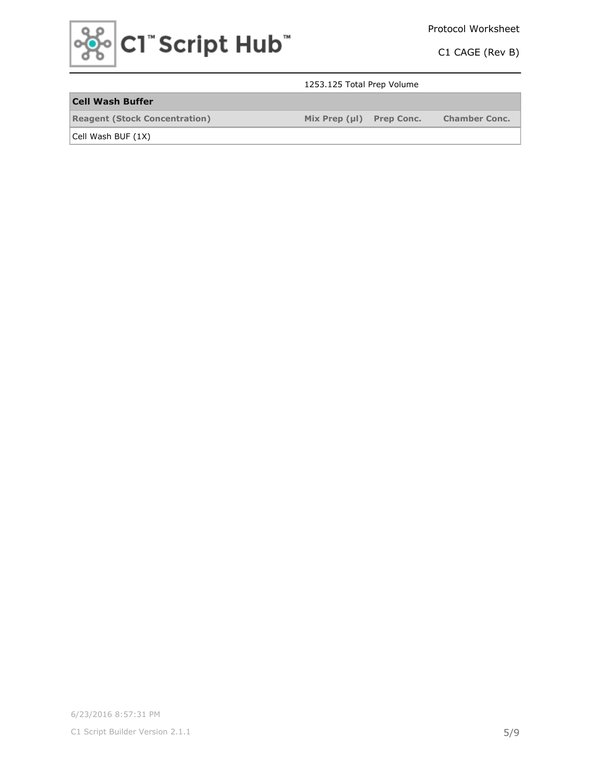1253.125 Total Prep Volume

| Cell Wash Buffer | | | |
|---|---|---|---|
| **Reagent (Stock Concentration)** | **Mix Prep (µl)** | **Prep Conc.** | **Chamber Conc.** |
| Cell Wash BUF (1X) | | | |

6/23/2016 8:57:31 PM

C1 Script Builder Version 2.1.1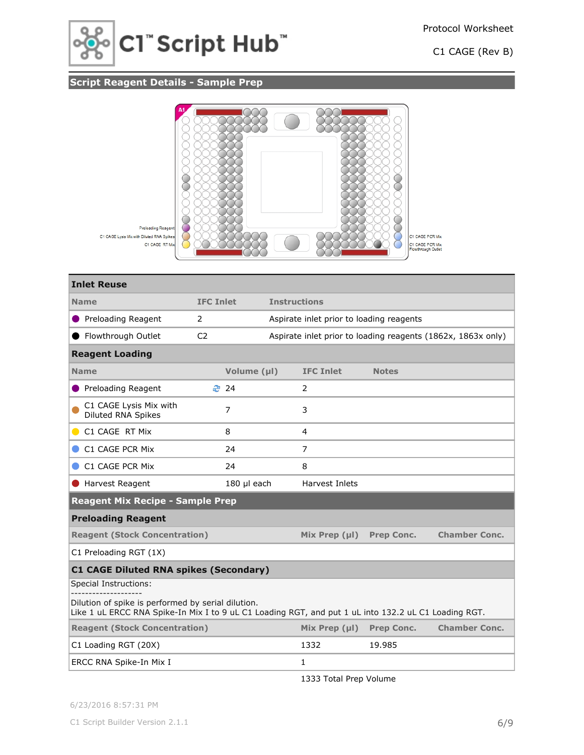## Script Reagent Details - Sample Prep

Preloading Reagent
C1 CAGE Lysis Mix with Diluted RNA Spikes
C1 CAGE RT Mix
C1 CAGE PCR Mix
C1 CAGE PCR Mix
Flowthrough Outlet

### Inlet Reuse

| Name | IFC Inlet | Instructions |
|---|---|---|
| Preloading Reagent | 2 | Aspirate inlet prior to loading reagents |
| Flowthrough Outlet | C2 | Aspirate inlet prior to loading reagents (1862x, 1863x only) |

### Reagent Loading

| Name | Volume (µl) | IFC Inlet | Notes |
|---|---|---|---|
| Preloading Reagent | 24 | 2 | |
| C1 CAGE Lysis Mix with Diluted RNA Spikes | 7 | 3 | |
| C1 CAGE RT Mix | 8 | 4 | |
| C1 CAGE PCR Mix | 24 | 7 | |
| C1 CAGE PCR Mix | 24 | 8 | |
| Harvest Reagent | 180 µl each | Harvest Inlets | |

## Reagent Mix Recipe - Sample Prep

### Preloading Reagent

| Reagent (Stock Concentration) | Mix Prep (µl) | Prep Conc. | Chamber Conc. |
|---|---|---|---|
| C1 Preloading RGT (1X) | | | |

### C1 CAGE Diluted RNA spikes (Secondary)

Special Instructions:
-------------------
Dilution of spike is performed by serial dilution.
Like 1 uL ERCC RNA Spike-In Mix I to 9 uL C1 Loading RGT, and put 1 uL into 132.2 uL C1 Loading RGT.

| Reagent (Stock Concentration) | Mix Prep (µl) | Prep Conc. | Chamber Conc. |
|---|---|---|---|
| C1 Loading RGT (20X) | 1332 | 19.985 | |
| ERCC RNA Spike-In Mix I | 1 | | |
| | 1333 Total Prep Volume | | |

6/23/2016 8:57:31 PM

C1 Script Builder Version 2.1.1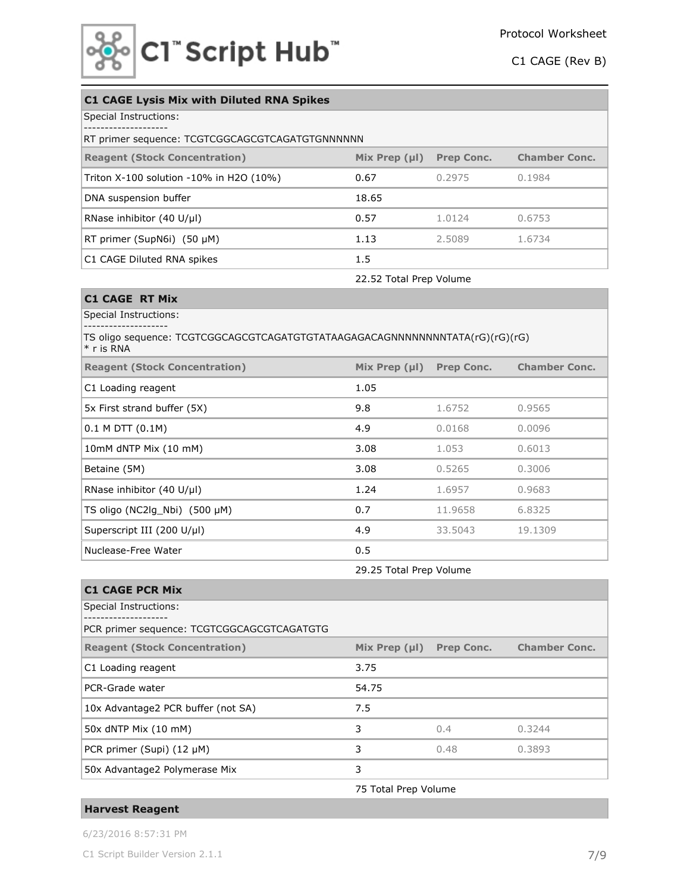## C1 CAGE Lysis Mix with Diluted RNA Spikes

Special Instructions:

-------------------

RT primer sequence: TCGTCGGCAGCGTCAGATGTGNNNNNN

| Reagent (Stock Concentration) | Mix Prep (µl) | Prep Conc. | Chamber Conc. |
|---|---|---|---|
| Triton X-100 solution -10% in H2O (10%) | 0.67 | 0.2975 | 0.1984 |
| DNA suspension buffer | 18.65 | | |
| RNase inhibitor (40 U/µl) | 0.57 | 1.0124 | 0.6753 |
| RT primer (SupN6i) (50 µM) | 1.13 | 2.5089 | 1.6734 |
| C1 CAGE Diluted RNA spikes | 1.5 | | |
| | 22.52 Total Prep Volume | | |

## C1 CAGE RT Mix

Special Instructions:

-------------------

TS oligo sequence: TCGTCGGCAGCGTCAGATGTGTATAAGAGACAGNNNNNNNNTATA(rG)(rG)(rG)
* r is RNA

| Reagent (Stock Concentration) | Mix Prep (µl) | Prep Conc. | Chamber Conc. |
|---|---|---|---|
| C1 Loading reagent | 1.05 | | |
| 5x First strand buffer (5X) | 9.8 | 1.6752 | 0.9565 |
| 0.1 M DTT (0.1M) | 4.9 | 0.0168 | 0.0096 |
| 10mM dNTP Mix (10 mM) | 3.08 | 1.053 | 0.6013 |
| Betaine (5M) | 3.08 | 0.5265 | 0.3006 |
| RNase inhibitor (40 U/µl) | 1.24 | 1.6957 | 0.9683 |
| TS oligo (NC2lg_Nbi) (500 µM) | 0.7 | 11.9658 | 6.8325 |
| Superscript III (200 U/µl) | 4.9 | 33.5043 | 19.1309 |
| Nuclease-Free Water | 0.5 | | |
| | 29.25 Total Prep Volume | | |

## C1 CAGE PCR Mix

Special Instructions:

-------------------

PCR primer sequence: TCGTCGGCAGCGTCAGATGTG

| Reagent (Stock Concentration) | Mix Prep (µl) | Prep Conc. | Chamber Conc. |
|---|---|---|---|
| C1 Loading reagent | 3.75 | | |
| PCR-Grade water | 54.75 | | |
| 10x Advantage2 PCR buffer (not SA) | 7.5 | | |
| 50x dNTP Mix (10 mM) | 3 | 0.4 | 0.3244 |
| PCR primer (Supi) (12 µM) | 3 | 0.48 | 0.3893 |
| 50x Advantage2 Polymerase Mix | 3 | | |
| | 75 Total Prep Volume | | |

## Harvest Reagent

6/23/2016 8:57:31 PM

C1 Script Builder Version 2.1.1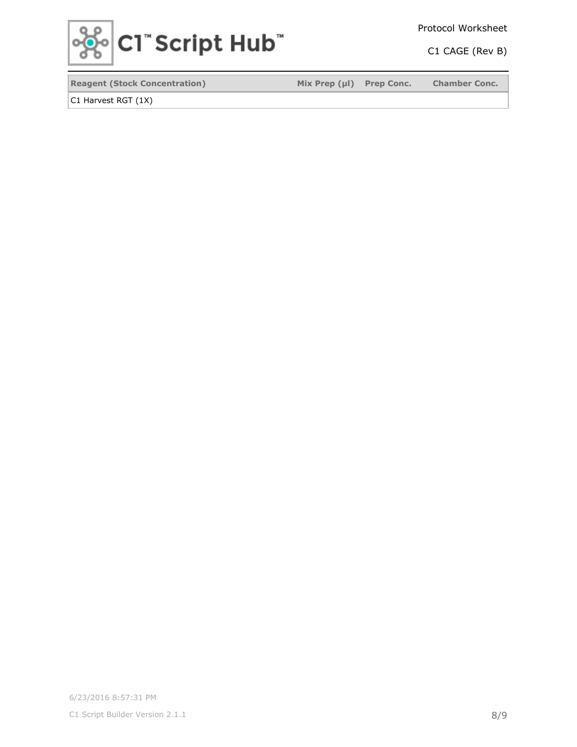| Reagent (Stock Concentration) | Mix Prep (µl) | Prep Conc. | Chamber Conc. |
| --- | --- | --- | --- |
| C1 Harvest RGT (1X) | | | |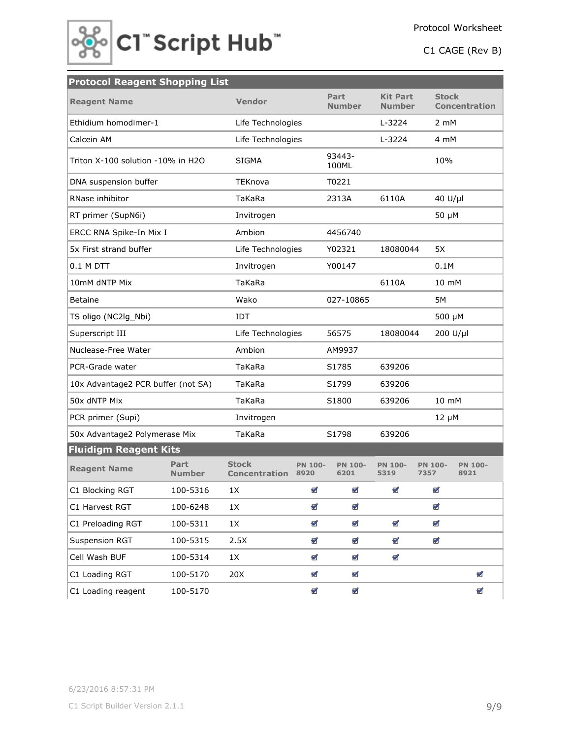## Protocol Reagent Shopping List

| Reagent Name | Vendor | Part Number | Kit Part Number | Stock Concentration |
|---|---|---|---|---|
| Ethidium homodimer-1 | Life Technologies | | L-3224 | 2 mM |
| Calcein AM | Life Technologies | | L-3224 | 4 mM |
| Triton X-100 solution -10% in H2O | SIGMA | 93443-100ML | | 10% |
| DNA suspension buffer | TEKnova | T0221 | | |
| RNase inhibitor | TaKaRa | 2313A | 6110A | 40 U/µl |
| RT primer (SupN6i) | Invitrogen | | | 50 µM |
| ERCC RNA Spike-In Mix I | Ambion | 4456740 | | |
| 5x First strand buffer | Life Technologies | Y02321 | 18080044 | 5X |
| 0.1 M DTT | Invitrogen | Y00147 | | 0.1M |
| 10mM dNTP Mix | TaKaRa | | 6110A | 10 mM |
| Betaine | Wako | 027-10865 | | 5M |
| TS oligo (NC2lg_Nbi) | IDT | | | 500 µM |
| Superscript III | Life Technologies | 56575 | 18080044 | 200 U/µl |
| Nuclease-Free Water | Ambion | AM9937 | | |
| PCR-Grade water | TaKaRa | S1785 | 639206 | |
| 10x Advantage2 PCR buffer (not SA) | TaKaRa | S1799 | 639206 | |
| 50x dNTP Mix | TaKaRa | S1800 | 639206 | 10 mM |
| PCR primer (Supi) | Invitrogen | | | 12 µM |
| 50x Advantage2 Polymerase Mix | TaKaRa | S1798 | 639206 | |

## Fluidigm Reagent Kits

| Reagent Name | Part Number | Stock Concentration | PN 100-8920 | PN 100-6201 | PN 100-5319 | PN 100-7357 | PN 100-8921 |
|---|---|---|---|---|---|---|---|
| C1 Blocking RGT | 100-5316 | 1X | ✓ | ✓ | ✓ | ✓ | |
| C1 Harvest RGT | 100-6248 | 1X | ✓ | ✓ | | ✓ | |
| C1 Preloading RGT | 100-5311 | 1X | ✓ | ✓ | ✓ | ✓ | |
| Suspension RGT | 100-5315 | 2.5X | ✓ | ✓ | ✓ | ✓ | |
| Cell Wash BUF | 100-5314 | 1X | ✓ | ✓ | ✓ | | |
| C1 Loading RGT | 100-5170 | 20X | ✓ | ✓ | | | ✓ |
| C1 Loading reagent | 100-5170 | | ✓ | ✓ | | | ✓ |

6/23/2016 8:57:31 PM

C1 Script Builder Version 2.1.1